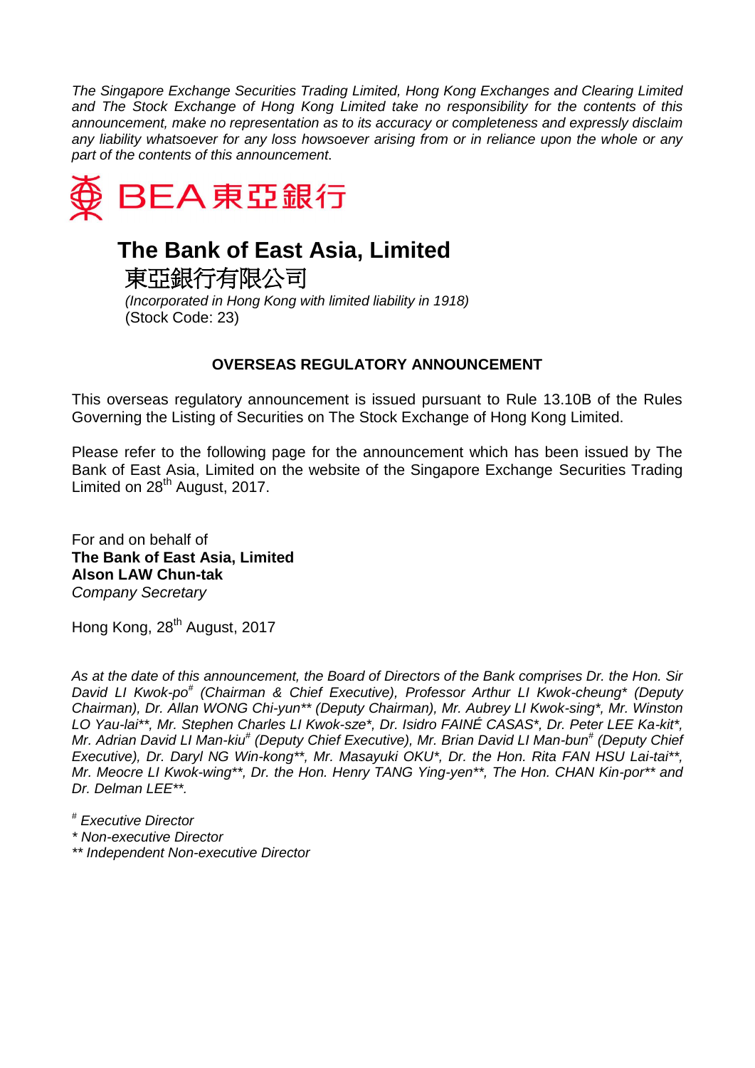*The Singapore Exchange Securities Trading Limited, Hong Kong Exchanges and Clearing Limited and The Stock Exchange of Hong Kong Limited take no responsibility for the contents of this announcement, make no representation as to its accuracy or completeness and expressly disclaim any liability whatsoever for any loss howsoever arising from or in reliance upon the whole or any part of the contents of this announcement.*

BEA 東亞銀行

# The Bank of East Asia, Limited

東亞銀行有限公司

*(Incorporated in Hong Kong with limited liability in 1918)*
(Stock Code: 23)

## OVERSEAS REGULATORY ANNOUNCEMENT

This overseas regulatory announcement is issued pursuant to Rule 13.10B of the Rules Governing the Listing of Securities on The Stock Exchange of Hong Kong Limited.

Please refer to the following page for the announcement which has been issued by The Bank of East Asia, Limited on the website of the Singapore Exchange Securities Trading Limited on 28th August, 2017.

For and on behalf of
**The Bank of East Asia, Limited**
**Alson LAW Chun-tak**
*Company Secretary*

Hong Kong, 28th August, 2017

*As at the date of this announcement, the Board of Directors of the Bank comprises Dr. the Hon. Sir David LI Kwok-po# (Chairman & Chief Executive), Professor Arthur LI Kwok-cheung* (Deputy Chairman), Dr. Allan WONG Chi-yun** (Deputy Chairman), Mr. Aubrey LI Kwok-sing*, Mr. Winston LO Yau-lai**, Mr. Stephen Charles LI Kwok-sze*, Dr. Isidro FAINÉ CASAS*, Dr. Peter LEE Ka-kit*, Mr. Adrian David LI Man-kiu# (Deputy Chief Executive), Mr. Brian David LI Man-bun# (Deputy Chief Executive), Dr. Daryl NG Win-kong**, Mr. Masayuki OKU*, Dr. the Hon. Rita FAN HSU Lai-tai**, Mr. Meocre LI Kwok-wing**, Dr. the Hon. Henry TANG Ying-yen**, The Hon. CHAN Kin-por** and Dr. Delman LEE**.*

*# Executive Director*
** Non-executive Director*
*** Independent Non-executive Director*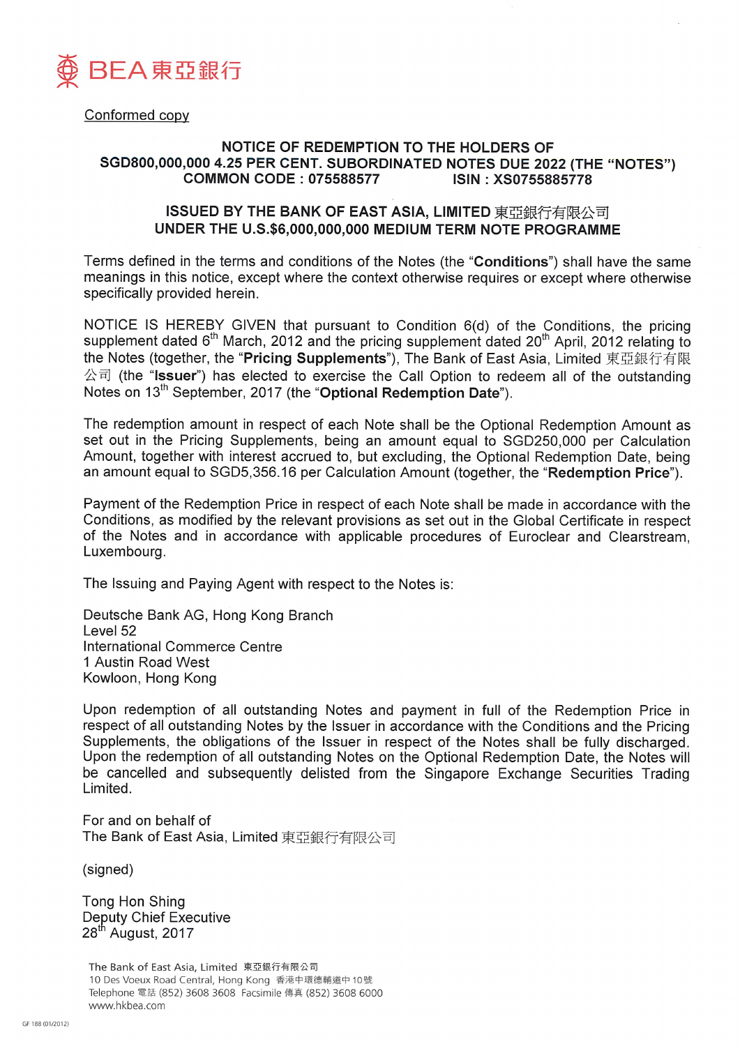BEA 東亞銀行

Conformed copy

**NOTICE OF REDEMPTION TO THE HOLDERS OF SGD800,000,000 4.25 PER CENT. SUBORDINATED NOTES DUE 2022 (THE "NOTES")**
**COMMON CODE : 075588577 ISIN : XS0755885778**

**ISSUED BY THE BANK OF EAST ASIA, LIMITED 東亞銀行有限公司 UNDER THE U.S.$6,000,000,000 MEDIUM TERM NOTE PROGRAMME**

Terms defined in the terms and conditions of the Notes (the "**Conditions**") shall have the same meanings in this notice, except where the context otherwise requires or except where otherwise specifically provided herein.

NOTICE IS HEREBY GIVEN that pursuant to Condition 6(d) of the Conditions, the pricing supplement dated 6th March, 2012 and the pricing supplement dated 20th April, 2012 relating to the Notes (together, the "**Pricing Supplements**"), The Bank of East Asia, Limited 東亞銀行有限公司 (the "**Issuer**") has elected to exercise the Call Option to redeem all of the outstanding Notes on 13th September, 2017 (the "**Optional Redemption Date**").

The redemption amount in respect of each Note shall be the Optional Redemption Amount as set out in the Pricing Supplements, being an amount equal to SGD250,000 per Calculation Amount, together with interest accrued to, but excluding, the Optional Redemption Date, being an amount equal to SGD5,356.16 per Calculation Amount (together, the "**Redemption Price**").

Payment of the Redemption Price in respect of each Note shall be made in accordance with the Conditions, as modified by the relevant provisions as set out in the Global Certificate in respect of the Notes and in accordance with applicable procedures of Euroclear and Clearstream, Luxembourg.

The Issuing and Paying Agent with respect to the Notes is:

Deutsche Bank AG, Hong Kong Branch
Level 52
International Commerce Centre
1 Austin Road West
Kowloon, Hong Kong

Upon redemption of all outstanding Notes and payment in full of the Redemption Price in respect of all outstanding Notes by the Issuer in accordance with the Conditions and the Pricing Supplements, the obligations of the Issuer in respect of the Notes shall be fully discharged. Upon the redemption of all outstanding Notes on the Optional Redemption Date, the Notes will be cancelled and subsequently delisted from the Singapore Exchange Securities Trading Limited.

For and on behalf of
The Bank of East Asia, Limited 東亞銀行有限公司

(signed)

Tong Hon Shing
Deputy Chief Executive
28th August, 2017

The Bank of East Asia, Limited 東亞銀行有限公司
10 Des Voeux Road Central, Hong Kong 香港中環德輔道中10號
Telephone 電話 (852) 3608 3608 Facsimile 傳真 (852) 3608 6000
www.hkbea.com

GF 188 (01/2012)